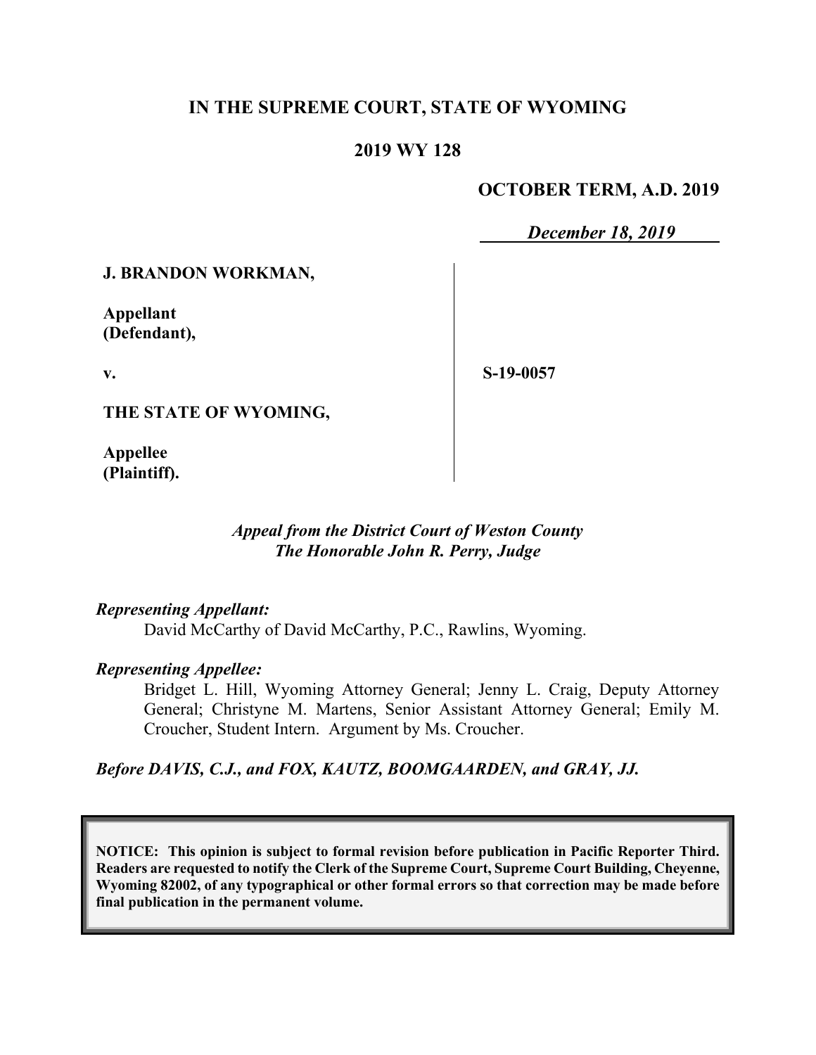**IN THE SUPREME COURT, STATE OF WYOMING**

**2019 WY 128**

**OCTOBER TERM, A.D. 2019**

***December 18, 2019***

| | |
|---|---|
| **J. BRANDON WORKMAN,**<br><br>**Appellant (Defendant),**<br><br>**v.**<br><br>**THE STATE OF WYOMING,**<br><br>**Appellee (Plaintiff).** | **S-19-0057** |

*Appeal from the District Court of Weston County*
*The Honorable John R. Perry, Judge*

*Representing Appellant:*
David McCarthy of David McCarthy, P.C., Rawlins, Wyoming.

*Representing Appellee:*
Bridget L. Hill, Wyoming Attorney General; Jenny L. Craig, Deputy Attorney General; Christyne M. Martens, Senior Assistant Attorney General; Emily M. Croucher, Student Intern. Argument by Ms. Croucher.

*Before DAVIS, C.J., and FOX, KAUTZ, BOOMGAARDEN, and GRAY, JJ.*

**NOTICE: This opinion is subject to formal revision before publication in Pacific Reporter Third. Readers are requested to notify the Clerk of the Supreme Court, Supreme Court Building, Cheyenne, Wyoming 82002, of any typographical or other formal errors so that correction may be made before final publication in the permanent volume.**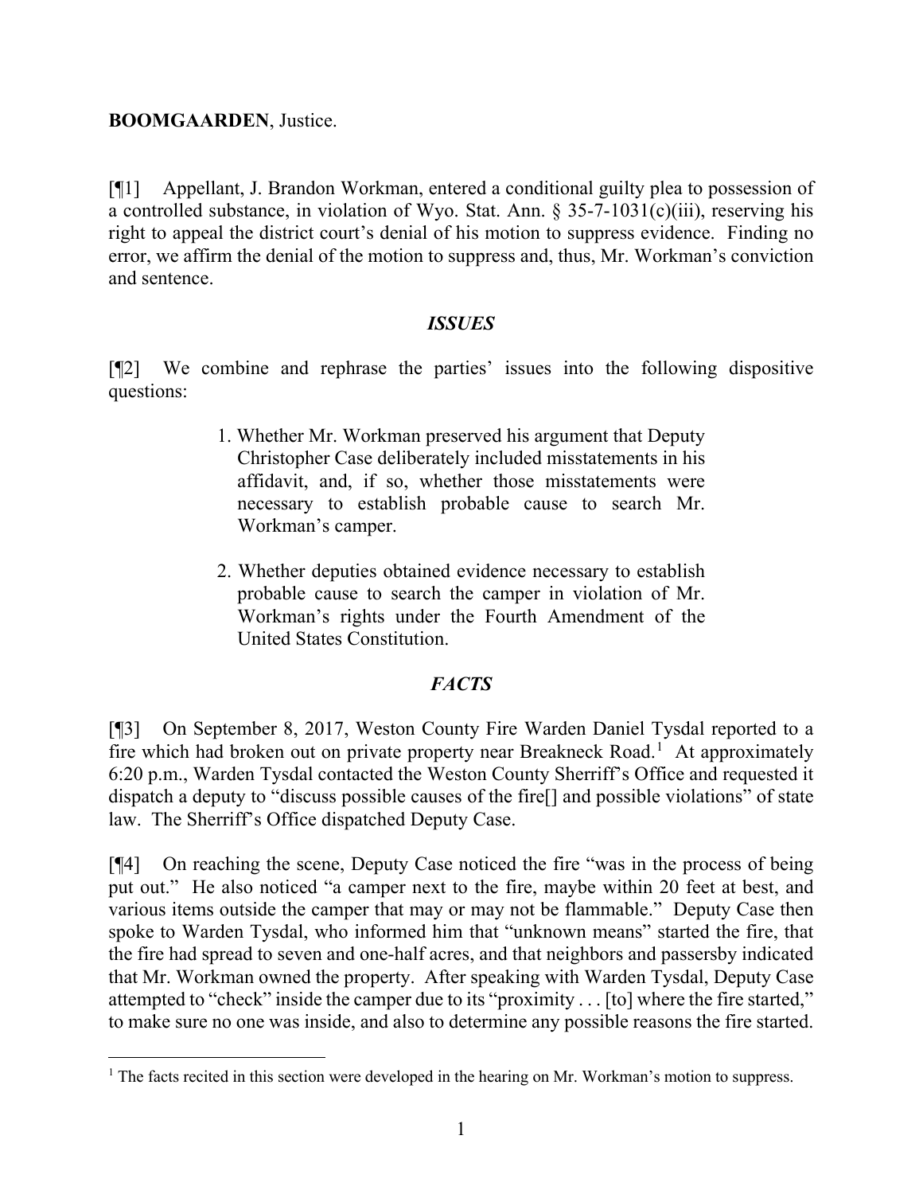**BOOMGAARDEN**, Justice.

[¶1] Appellant, J. Brandon Workman, entered a conditional guilty plea to possession of a controlled substance, in violation of Wyo. Stat. Ann. § 35-7-1031(c)(iii), reserving his right to appeal the district court's denial of his motion to suppress evidence. Finding no error, we affirm the denial of the motion to suppress and, thus, Mr. Workman's conviction and sentence.

## *ISSUES*

[¶2] We combine and rephrase the parties' issues into the following dispositive questions:

> 1. Whether Mr. Workman preserved his argument that Deputy Christopher Case deliberately included misstatements in his affidavit, and, if so, whether those misstatements were necessary to establish probable cause to search Mr. Workman's camper.
>
> 2. Whether deputies obtained evidence necessary to establish probable cause to search the camper in violation of Mr. Workman's rights under the Fourth Amendment of the United States Constitution.

## *FACTS*

[¶3] On September 8, 2017, Weston County Fire Warden Daniel Tysdal reported to a fire which had broken out on private property near Breakneck Road.[1] At approximately 6:20 p.m., Warden Tysdal contacted the Weston County Sherriff's Office and requested it dispatch a deputy to "discuss possible causes of the fire[] and possible violations" of state law. The Sherriff's Office dispatched Deputy Case.

[¶4] On reaching the scene, Deputy Case noticed the fire "was in the process of being put out." He also noticed "a camper next to the fire, maybe within 20 feet at best, and various items outside the camper that may or may not be flammable." Deputy Case then spoke to Warden Tysdal, who informed him that "unknown means" started the fire, that the fire had spread to seven and one-half acres, and that neighbors and passersby indicated that Mr. Workman owned the property. After speaking with Warden Tysdal, Deputy Case attempted to "check" inside the camper due to its "proximity . . . [to] where the fire started," to make sure no one was inside, and also to determine any possible reasons the fire started.

---

[1] The facts recited in this section were developed in the hearing on Mr. Workman's motion to suppress.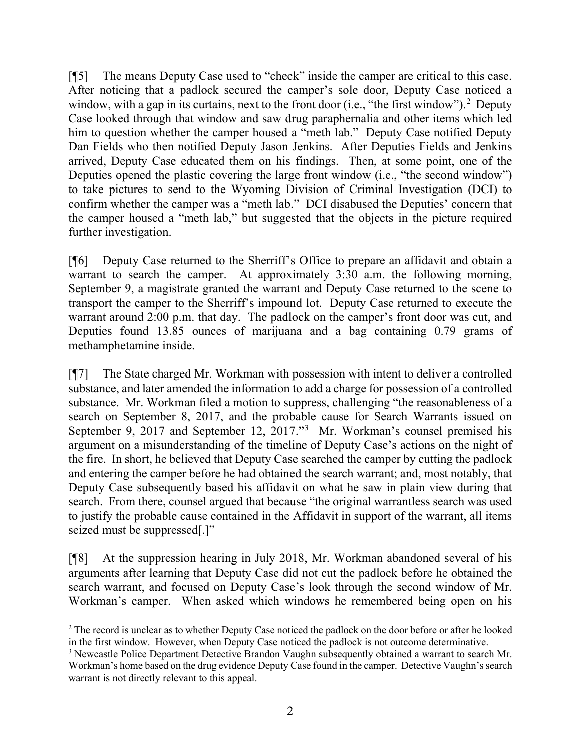[¶5] The means Deputy Case used to "check" inside the camper are critical to this case. After noticing that a padlock secured the camper's sole door, Deputy Case noticed a window, with a gap in its curtains, next to the front door (i.e., "the first window").[2] Deputy Case looked through that window and saw drug paraphernalia and other items which led him to question whether the camper housed a "meth lab." Deputy Case notified Deputy Dan Fields who then notified Deputy Jason Jenkins. After Deputies Fields and Jenkins arrived, Deputy Case educated them on his findings. Then, at some point, one of the Deputies opened the plastic covering the large front window (i.e., "the second window") to take pictures to send to the Wyoming Division of Criminal Investigation (DCI) to confirm whether the camper was a "meth lab." DCI disabused the Deputies' concern that the camper housed a "meth lab," but suggested that the objects in the picture required further investigation.

[¶6] Deputy Case returned to the Sherriff's Office to prepare an affidavit and obtain a warrant to search the camper. At approximately 3:30 a.m. the following morning, September 9, a magistrate granted the warrant and Deputy Case returned to the scene to transport the camper to the Sherriff's impound lot. Deputy Case returned to execute the warrant around 2:00 p.m. that day. The padlock on the camper's front door was cut, and Deputies found 13.85 ounces of marijuana and a bag containing 0.79 grams of methamphetamine inside.

[¶7] The State charged Mr. Workman with possession with intent to deliver a controlled substance, and later amended the information to add a charge for possession of a controlled substance. Mr. Workman filed a motion to suppress, challenging "the reasonableness of a search on September 8, 2017, and the probable cause for Search Warrants issued on September 9, 2017 and September 12, 2017."[3] Mr. Workman's counsel premised his argument on a misunderstanding of the timeline of Deputy Case's actions on the night of the fire. In short, he believed that Deputy Case searched the camper by cutting the padlock and entering the camper before he had obtained the search warrant; and, most notably, that Deputy Case subsequently based his affidavit on what he saw in plain view during that search. From there, counsel argued that because "the original warrantless search was used to justify the probable cause contained in the Affidavit in support of the warrant, all items seized must be suppressed[.]"

[¶8] At the suppression hearing in July 2018, Mr. Workman abandoned several of his arguments after learning that Deputy Case did not cut the padlock before he obtained the search warrant, and focused on Deputy Case's look through the second window of Mr. Workman's camper. When asked which windows he remembered being open on his

---

[2] The record is unclear as to whether Deputy Case noticed the padlock on the door before or after he looked in the first window. However, when Deputy Case noticed the padlock is not outcome determinative.

[3] Newcastle Police Department Detective Brandon Vaughn subsequently obtained a warrant to search Mr. Workman's home based on the drug evidence Deputy Case found in the camper. Detective Vaughn's search warrant is not directly relevant to this appeal.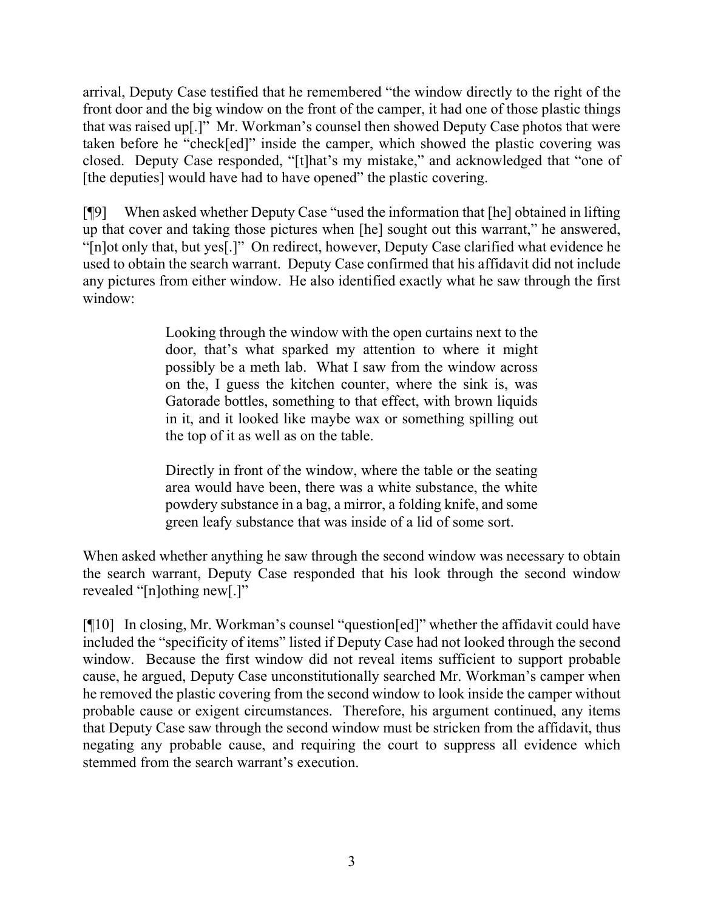arrival, Deputy Case testified that he remembered "the window directly to the right of the front door and the big window on the front of the camper, it had one of those plastic things that was raised up[.]" Mr. Workman's counsel then showed Deputy Case photos that were taken before he "check[ed]" inside the camper, which showed the plastic covering was closed. Deputy Case responded, "[t]hat's my mistake," and acknowledged that "one of [the deputies] would have had to have opened" the plastic covering.

[¶9] When asked whether Deputy Case "used the information that [he] obtained in lifting up that cover and taking those pictures when [he] sought out this warrant," he answered, "[n]ot only that, but yes[.]" On redirect, however, Deputy Case clarified what evidence he used to obtain the search warrant. Deputy Case confirmed that his affidavit did not include any pictures from either window. He also identified exactly what he saw through the first window:

> Looking through the window with the open curtains next to the door, that's what sparked my attention to where it might possibly be a meth lab. What I saw from the window across on the, I guess the kitchen counter, where the sink is, was Gatorade bottles, something to that effect, with brown liquids in it, and it looked like maybe wax or something spilling out the top of it as well as on the table.
>
> Directly in front of the window, where the table or the seating area would have been, there was a white substance, the white powdery substance in a bag, a mirror, a folding knife, and some green leafy substance that was inside of a lid of some sort.

When asked whether anything he saw through the second window was necessary to obtain the search warrant, Deputy Case responded that his look through the second window revealed "[n]othing new[.]"

[¶10] In closing, Mr. Workman's counsel "question[ed]" whether the affidavit could have included the "specificity of items" listed if Deputy Case had not looked through the second window. Because the first window did not reveal items sufficient to support probable cause, he argued, Deputy Case unconstitutionally searched Mr. Workman's camper when he removed the plastic covering from the second window to look inside the camper without probable cause or exigent circumstances. Therefore, his argument continued, any items that Deputy Case saw through the second window must be stricken from the affidavit, thus negating any probable cause, and requiring the court to suppress all evidence which stemmed from the search warrant's execution.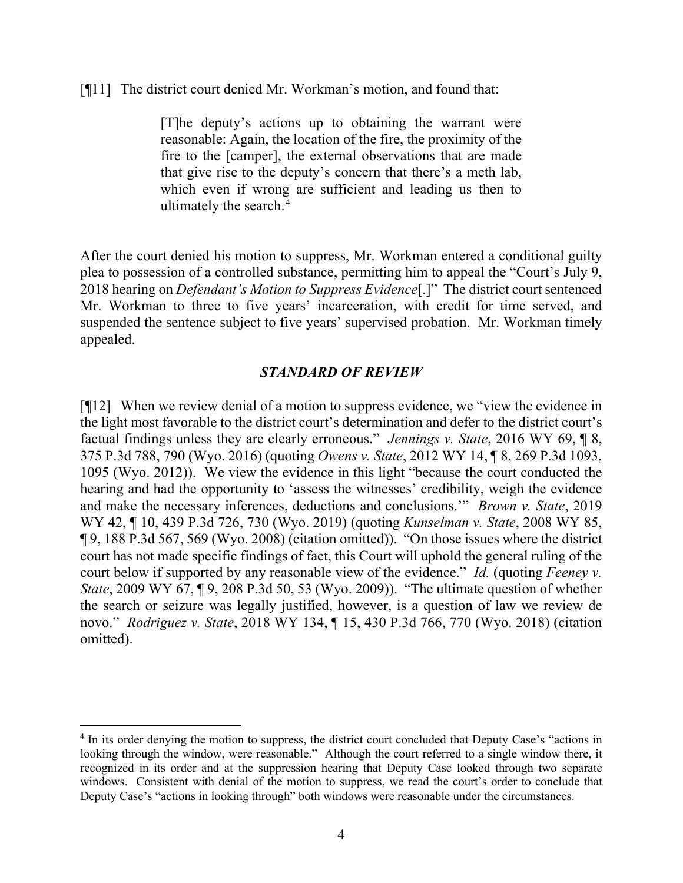[¶11] The district court denied Mr. Workman's motion, and found that:

> [T]he deputy's actions up to obtaining the warrant were reasonable: Again, the location of the fire, the proximity of the fire to the [camper], the external observations that are made that give rise to the deputy's concern that there's a meth lab, which even if wrong are sufficient and leading us then to ultimately the search.[4]

After the court denied his motion to suppress, Mr. Workman entered a conditional guilty plea to possession of a controlled substance, permitting him to appeal the "Court's July 9, 2018 hearing on *Defendant's Motion to Suppress Evidence*[.]" The district court sentenced Mr. Workman to three to five years' incarceration, with credit for time served, and suspended the sentence subject to five years' supervised probation. Mr. Workman timely appealed.

### *STANDARD OF REVIEW*

[¶12] When we review denial of a motion to suppress evidence, we "view the evidence in the light most favorable to the district court's determination and defer to the district court's factual findings unless they are clearly erroneous." *Jennings v. State*, 2016 WY 69, ¶ 8, 375 P.3d 788, 790 (Wyo. 2016) (quoting *Owens v. State*, 2012 WY 14, ¶ 8, 269 P.3d 1093, 1095 (Wyo. 2012)). We view the evidence in this light "because the court conducted the hearing and had the opportunity to 'assess the witnesses' credibility, weigh the evidence and make the necessary inferences, deductions and conclusions.'" *Brown v. State*, 2019 WY 42, ¶ 10, 439 P.3d 726, 730 (Wyo. 2019) (quoting *Kunselman v. State*, 2008 WY 85, ¶ 9, 188 P.3d 567, 569 (Wyo. 2008) (citation omitted)). "On those issues where the district court has not made specific findings of fact, this Court will uphold the general ruling of the court below if supported by any reasonable view of the evidence." *Id.* (quoting *Feeney v. State*, 2009 WY 67, ¶ 9, 208 P.3d 50, 53 (Wyo. 2009)). "The ultimate question of whether the search or seizure was legally justified, however, is a question of law we review de novo." *Rodriguez v. State*, 2018 WY 134, ¶ 15, 430 P.3d 766, 770 (Wyo. 2018) (citation omitted).

---

[4] In its order denying the motion to suppress, the district court concluded that Deputy Case's "actions in looking through the window, were reasonable." Although the court referred to a single window there, it recognized in its order and at the suppression hearing that Deputy Case looked through two separate windows. Consistent with denial of the motion to suppress, we read the court's order to conclude that Deputy Case's "actions in looking through" both windows were reasonable under the circumstances.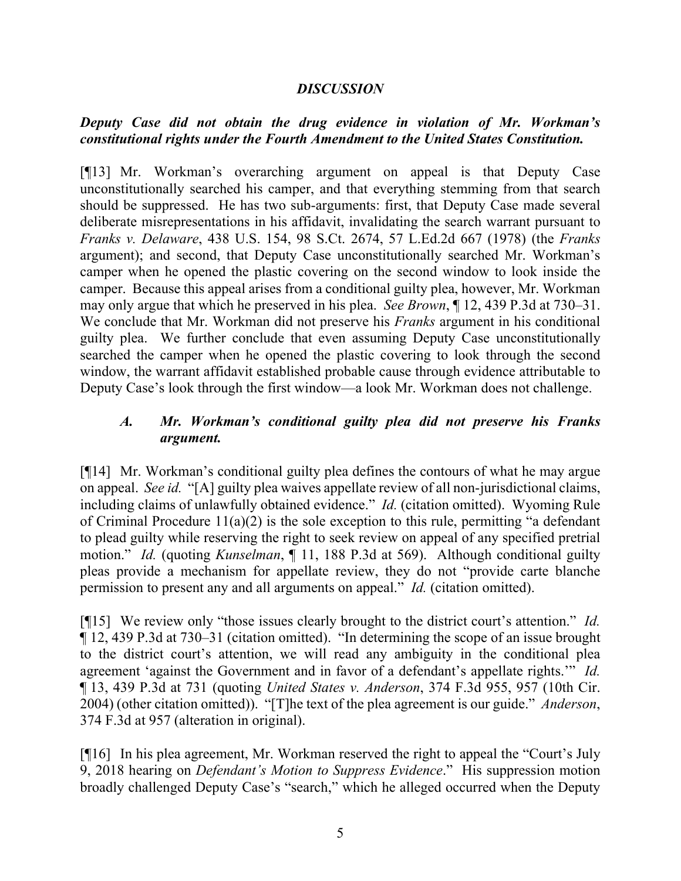## *DISCUSSION*

***Deputy Case did not obtain the drug evidence in violation of Mr. Workman's constitutional rights under the Fourth Amendment to the United States Constitution.***

[¶13] Mr. Workman's overarching argument on appeal is that Deputy Case unconstitutionally searched his camper, and that everything stemming from that search should be suppressed. He has two sub-arguments: first, that Deputy Case made several deliberate misrepresentations in his affidavit, invalidating the search warrant pursuant to *Franks v. Delaware*, 438 U.S. 154, 98 S.Ct. 2674, 57 L.Ed.2d 667 (1978) (the *Franks* argument); and second, that Deputy Case unconstitutionally searched Mr. Workman's camper when he opened the plastic covering on the second window to look inside the camper. Because this appeal arises from a conditional guilty plea, however, Mr. Workman may only argue that which he preserved in his plea. *See Brown*, ¶ 12, 439 P.3d at 730–31. We conclude that Mr. Workman did not preserve his *Franks* argument in his conditional guilty plea. We further conclude that even assuming Deputy Case unconstitutionally searched the camper when he opened the plastic covering to look through the second window, the warrant affidavit established probable cause through evidence attributable to Deputy Case's look through the first window—a look Mr. Workman does not challenge.

### *A. Mr. Workman's conditional guilty plea did not preserve his Franks argument.*

[¶14] Mr. Workman's conditional guilty plea defines the contours of what he may argue on appeal. *See id.* "[A] guilty plea waives appellate review of all non-jurisdictional claims, including claims of unlawfully obtained evidence." *Id.* (citation omitted). Wyoming Rule of Criminal Procedure 11(a)(2) is the sole exception to this rule, permitting "a defendant to plead guilty while reserving the right to seek review on appeal of any specified pretrial motion." *Id.* (quoting *Kunselman*, ¶ 11, 188 P.3d at 569). Although conditional guilty pleas provide a mechanism for appellate review, they do not "provide carte blanche permission to present any and all arguments on appeal." *Id.* (citation omitted).

[¶15] We review only "those issues clearly brought to the district court's attention." *Id.* ¶ 12, 439 P.3d at 730–31 (citation omitted). "In determining the scope of an issue brought to the district court's attention, we will read any ambiguity in the conditional plea agreement 'against the Government and in favor of a defendant's appellate rights.'" *Id.* ¶ 13, 439 P.3d at 731 (quoting *United States v. Anderson*, 374 F.3d 955, 957 (10th Cir. 2004) (other citation omitted)). "[T]he text of the plea agreement is our guide." *Anderson*, 374 F.3d at 957 (alteration in original).

[¶16] In his plea agreement, Mr. Workman reserved the right to appeal the "Court's July 9, 2018 hearing on *Defendant's Motion to Suppress Evidence*." His suppression motion broadly challenged Deputy Case's "search," which he alleged occurred when the Deputy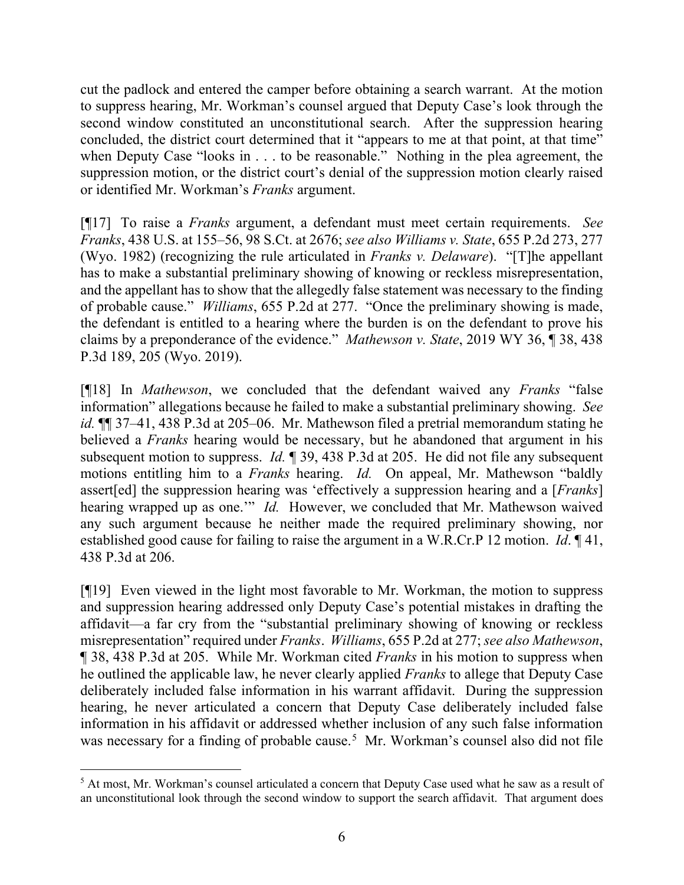cut the padlock and entered the camper before obtaining a search warrant. At the motion to suppress hearing, Mr. Workman's counsel argued that Deputy Case's look through the second window constituted an unconstitutional search. After the suppression hearing concluded, the district court determined that it "appears to me at that point, at that time" when Deputy Case "looks in . . . to be reasonable." Nothing in the plea agreement, the suppression motion, or the district court's denial of the suppression motion clearly raised or identified Mr. Workman's *Franks* argument.

[¶17] To raise a *Franks* argument, a defendant must meet certain requirements. *See Franks*, 438 U.S. at 155–56, 98 S.Ct. at 2676; *see also Williams v. State*, 655 P.2d 273, 277 (Wyo. 1982) (recognizing the rule articulated in *Franks v. Delaware*). "[T]he appellant has to make a substantial preliminary showing of knowing or reckless misrepresentation, and the appellant has to show that the allegedly false statement was necessary to the finding of probable cause." *Williams*, 655 P.2d at 277. "Once the preliminary showing is made, the defendant is entitled to a hearing where the burden is on the defendant to prove his claims by a preponderance of the evidence." *Mathewson v. State*, 2019 WY 36, ¶ 38, 438 P.3d 189, 205 (Wyo. 2019).

[¶18] In *Mathewson*, we concluded that the defendant waived any *Franks* "false information" allegations because he failed to make a substantial preliminary showing. *See id.* ¶¶ 37–41, 438 P.3d at 205–06. Mr. Mathewson filed a pretrial memorandum stating he believed a *Franks* hearing would be necessary, but he abandoned that argument in his subsequent motion to suppress. *Id.* ¶ 39, 438 P.3d at 205. He did not file any subsequent motions entitling him to a *Franks* hearing. *Id.* On appeal, Mr. Mathewson "baldly assert[ed] the suppression hearing was 'effectively a suppression hearing and a [*Franks*] hearing wrapped up as one.'" *Id.* However, we concluded that Mr. Mathewson waived any such argument because he neither made the required preliminary showing, nor established good cause for failing to raise the argument in a W.R.Cr.P 12 motion. *Id*. ¶ 41, 438 P.3d at 206.

[¶19] Even viewed in the light most favorable to Mr. Workman, the motion to suppress and suppression hearing addressed only Deputy Case's potential mistakes in drafting the affidavit—a far cry from the "substantial preliminary showing of knowing or reckless misrepresentation" required under *Franks*. *Williams*, 655 P.2d at 277; *see also Mathewson*, ¶ 38, 438 P.3d at 205. While Mr. Workman cited *Franks* in his motion to suppress when he outlined the applicable law, he never clearly applied *Franks* to allege that Deputy Case deliberately included false information in his warrant affidavit. During the suppression hearing, he never articulated a concern that Deputy Case deliberately included false information in his affidavit or addressed whether inclusion of any such false information was necessary for a finding of probable cause.[5] Mr. Workman's counsel also did not file

[5] At most, Mr. Workman's counsel articulated a concern that Deputy Case used what he saw as a result of an unconstitutional look through the second window to support the search affidavit. That argument does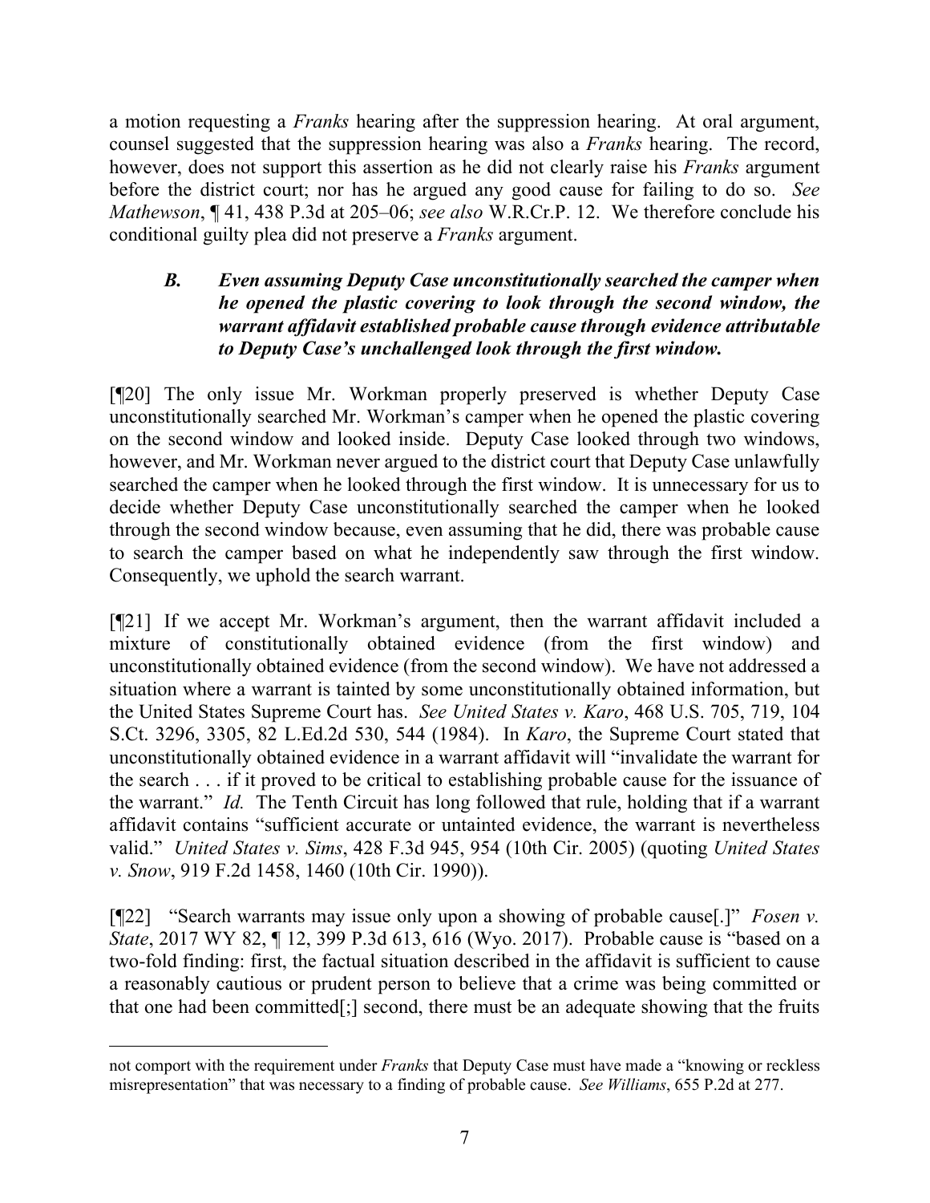a motion requesting a *Franks* hearing after the suppression hearing. At oral argument, counsel suggested that the suppression hearing was also a *Franks* hearing. The record, however, does not support this assertion as he did not clearly raise his *Franks* argument before the district court; nor has he argued any good cause for failing to do so. *See Mathewson*, ¶ 41, 438 P.3d at 205–06; *see also* W.R.Cr.P. 12. We therefore conclude his conditional guilty plea did not preserve a *Franks* argument.

### *B. Even assuming Deputy Case unconstitutionally searched the camper when he opened the plastic covering to look through the second window, the warrant affidavit established probable cause through evidence attributable to Deputy Case's unchallenged look through the first window.*

[¶20] The only issue Mr. Workman properly preserved is whether Deputy Case unconstitutionally searched Mr. Workman's camper when he opened the plastic covering on the second window and looked inside. Deputy Case looked through two windows, however, and Mr. Workman never argued to the district court that Deputy Case unlawfully searched the camper when he looked through the first window. It is unnecessary for us to decide whether Deputy Case unconstitutionally searched the camper when he looked through the second window because, even assuming that he did, there was probable cause to search the camper based on what he independently saw through the first window. Consequently, we uphold the search warrant.

[¶21] If we accept Mr. Workman's argument, then the warrant affidavit included a mixture of constitutionally obtained evidence (from the first window) and unconstitutionally obtained evidence (from the second window). We have not addressed a situation where a warrant is tainted by some unconstitutionally obtained information, but the United States Supreme Court has. *See United States v. Karo*, 468 U.S. 705, 719, 104 S.Ct. 3296, 3305, 82 L.Ed.2d 530, 544 (1984). In *Karo*, the Supreme Court stated that unconstitutionally obtained evidence in a warrant affidavit will "invalidate the warrant for the search . . . if it proved to be critical to establishing probable cause for the issuance of the warrant." *Id.* The Tenth Circuit has long followed that rule, holding that if a warrant affidavit contains "sufficient accurate or untainted evidence, the warrant is nevertheless valid." *United States v. Sims*, 428 F.3d 945, 954 (10th Cir. 2005) (quoting *United States v. Snow*, 919 F.2d 1458, 1460 (10th Cir. 1990)).

[¶22] "Search warrants may issue only upon a showing of probable cause[.]" *Fosen v. State*, 2017 WY 82, ¶ 12, 399 P.3d 613, 616 (Wyo. 2017). Probable cause is "based on a two-fold finding: first, the factual situation described in the affidavit is sufficient to cause a reasonably cautious or prudent person to believe that a crime was being committed or that one had been committed[;] second, there must be an adequate showing that the fruits

---

not comport with the requirement under *Franks* that Deputy Case must have made a "knowing or reckless misrepresentation" that was necessary to a finding of probable cause. *See Williams*, 655 P.2d at 277.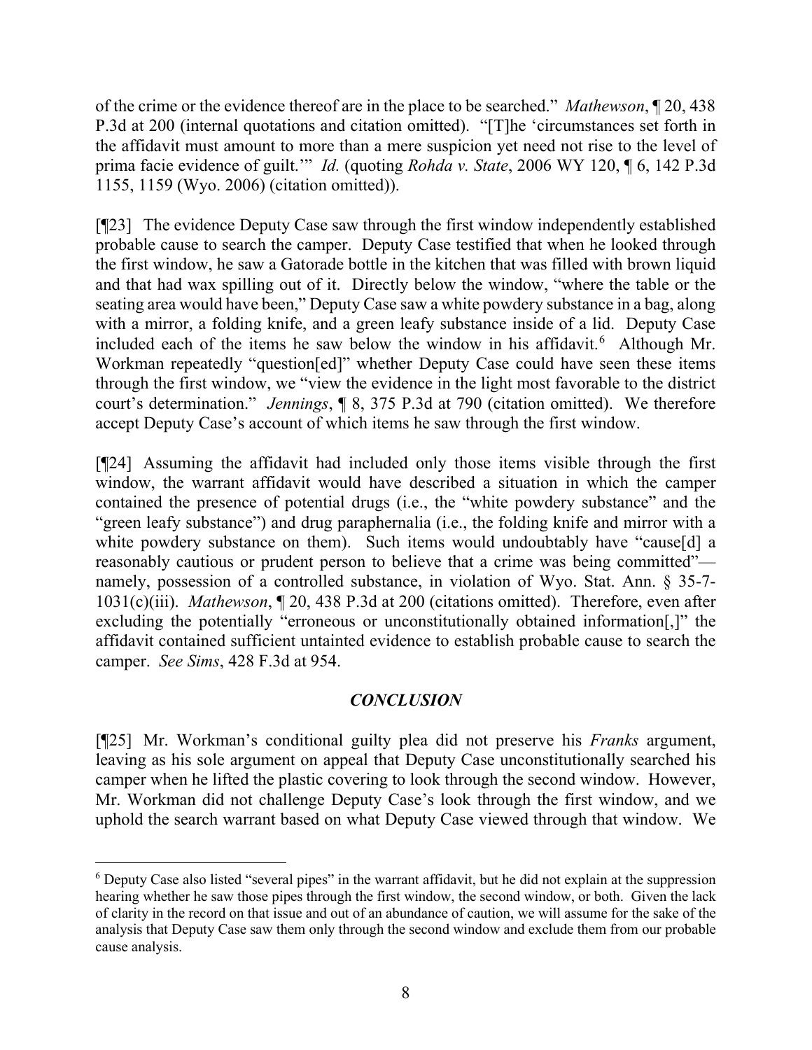of the crime or the evidence thereof are in the place to be searched." *Mathewson*, ¶ 20, 438 P.3d at 200 (internal quotations and citation omitted). "[T]he 'circumstances set forth in the affidavit must amount to more than a mere suspicion yet need not rise to the level of prima facie evidence of guilt.'" *Id.* (quoting *Rohda v. State*, 2006 WY 120, ¶ 6, 142 P.3d 1155, 1159 (Wyo. 2006) (citation omitted)).

[¶23] The evidence Deputy Case saw through the first window independently established probable cause to search the camper. Deputy Case testified that when he looked through the first window, he saw a Gatorade bottle in the kitchen that was filled with brown liquid and that had wax spilling out of it. Directly below the window, "where the table or the seating area would have been," Deputy Case saw a white powdery substance in a bag, along with a mirror, a folding knife, and a green leafy substance inside of a lid. Deputy Case included each of the items he saw below the window in his affidavit.[6] Although Mr. Workman repeatedly "question[ed]" whether Deputy Case could have seen these items through the first window, we "view the evidence in the light most favorable to the district court's determination." *Jennings*, ¶ 8, 375 P.3d at 790 (citation omitted). We therefore accept Deputy Case's account of which items he saw through the first window.

[¶24] Assuming the affidavit had included only those items visible through the first window, the warrant affidavit would have described a situation in which the camper contained the presence of potential drugs (i.e., the "white powdery substance" and the "green leafy substance") and drug paraphernalia (i.e., the folding knife and mirror with a white powdery substance on them). Such items would undoubtably have "cause[d] a reasonably cautious or prudent person to believe that a crime was being committed"—namely, possession of a controlled substance, in violation of Wyo. Stat. Ann. § 35-7-1031(c)(iii). *Mathewson*, ¶ 20, 438 P.3d at 200 (citations omitted). Therefore, even after excluding the potentially "erroneous or unconstitutionally obtained information[,]" the affidavit contained sufficient untainted evidence to establish probable cause to search the camper. *See Sims*, 428 F.3d at 954.

## *CONCLUSION*

[¶25] Mr. Workman's conditional guilty plea did not preserve his *Franks* argument, leaving as his sole argument on appeal that Deputy Case unconstitutionally searched his camper when he lifted the plastic covering to look through the second window. However, Mr. Workman did not challenge Deputy Case's look through the first window, and we uphold the search warrant based on what Deputy Case viewed through that window. We

---

[6] Deputy Case also listed "several pipes" in the warrant affidavit, but he did not explain at the suppression hearing whether he saw those pipes through the first window, the second window, or both. Given the lack of clarity in the record on that issue and out of an abundance of caution, we will assume for the sake of the analysis that Deputy Case saw them only through the second window and exclude them from our probable cause analysis.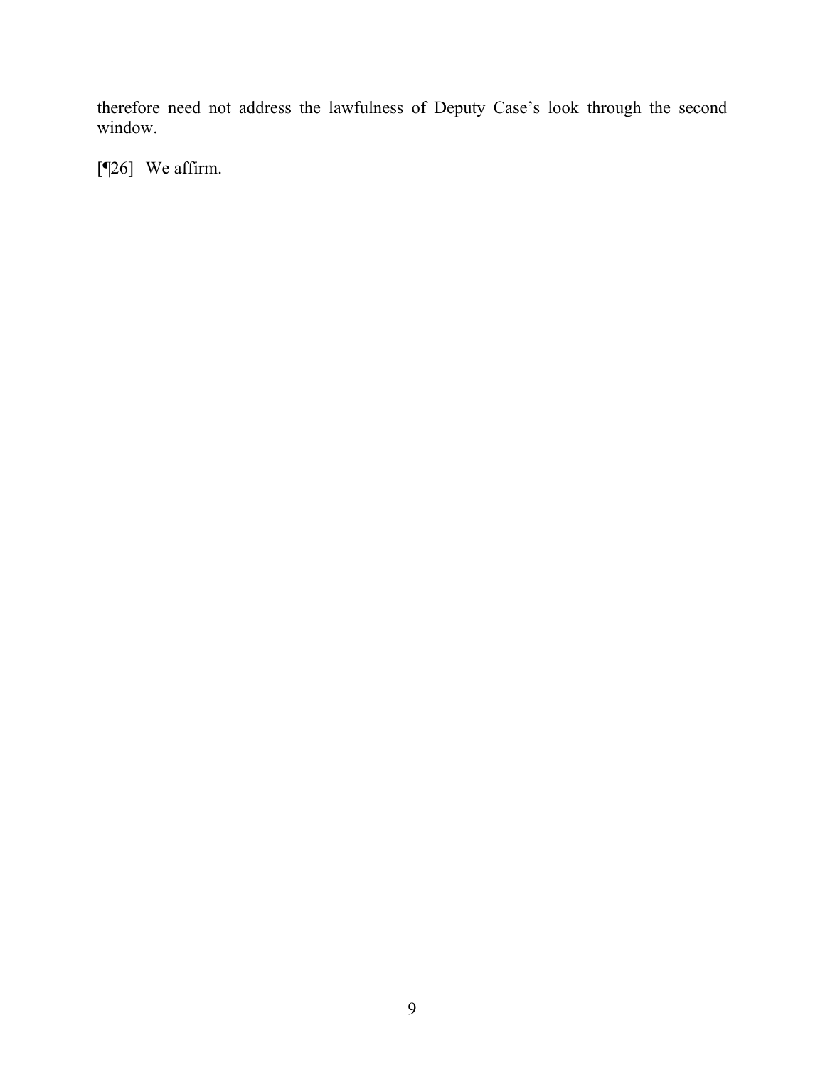therefore need not address the lawfulness of Deputy Case's look through the second window.

[¶26] We affirm.